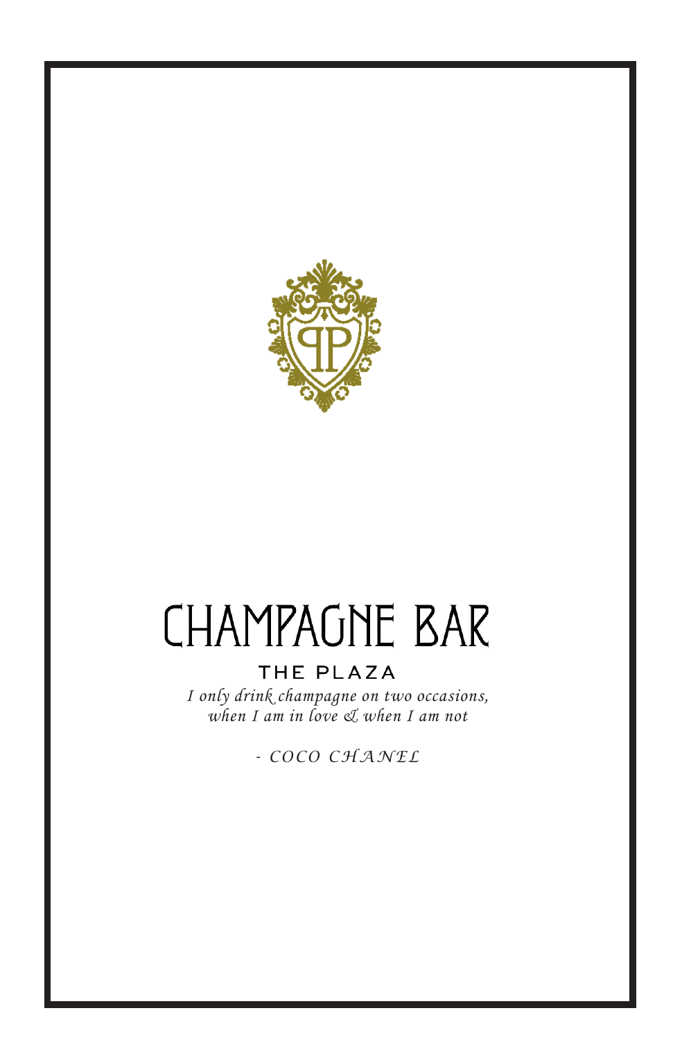# CHAMPAGNE BAR

## THE PLAZA

*I only drink champagne on two occasions,*
*when I am in love & when I am not*

*- COCO CHANEL*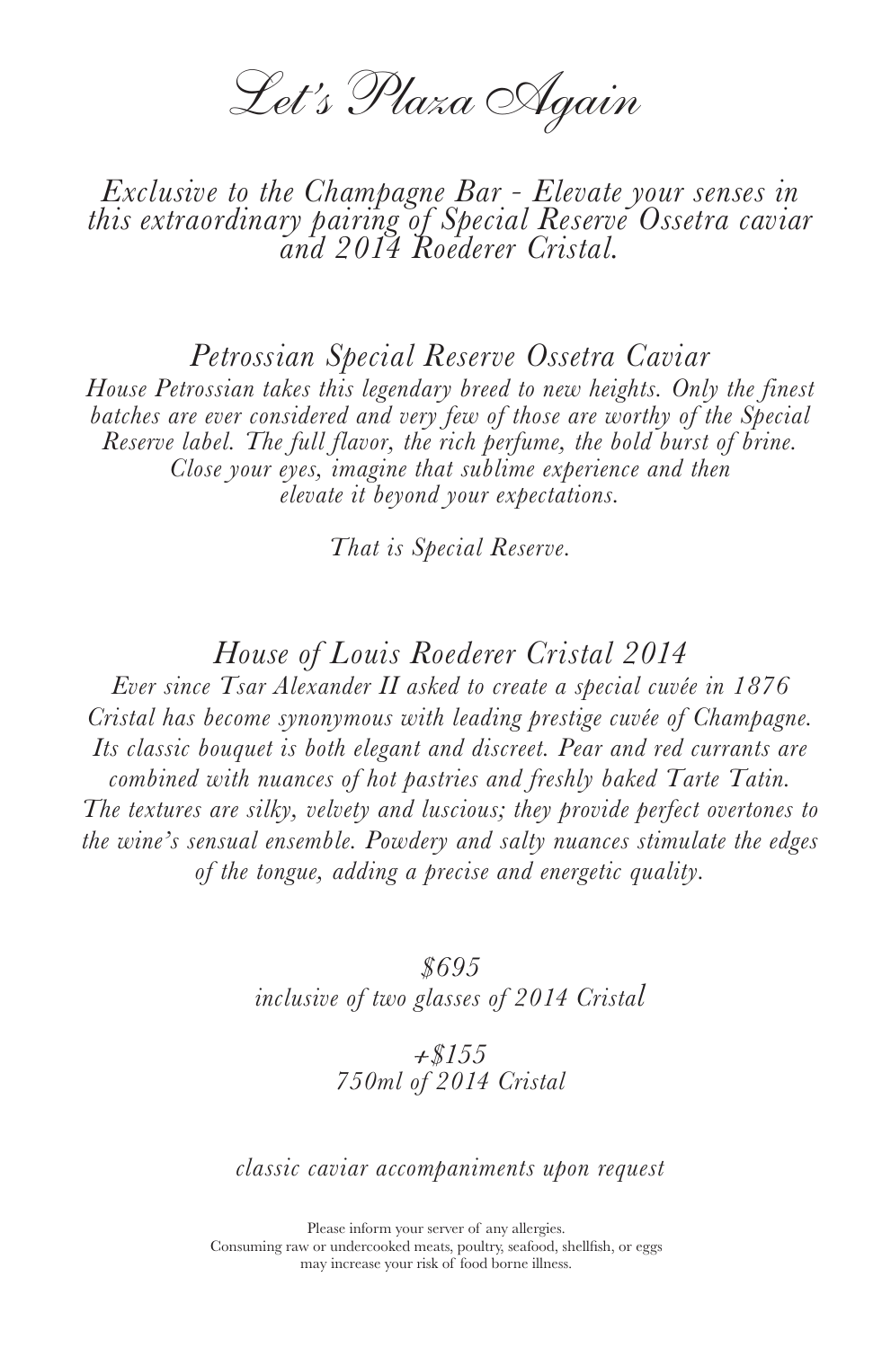# *Let's Plaza Again*

*Exclusive to the Champagne Bar - Elevate your senses in this extraordinary pairing of Special Reserve Ossetra caviar and 2014 Roederer Cristal.*

## *Petrossian Special Reserve Ossetra Caviar*

*House Petrossian takes this legendary breed to new heights. Only the finest batches are ever considered and very few of those are worthy of the Special Reserve label. The full flavor, the rich perfume, the bold burst of brine. Close your eyes, imagine that sublime experience and then elevate it beyond your expectations.*

*That is Special Reserve.*

## *House of Louis Roederer Cristal 2014*

*Ever since Tsar Alexander II asked to create a special cuvée in 1876 Cristal has become synonymous with leading prestige cuvée of Champagne. Its classic bouquet is both elegant and discreet. Pear and red currants are combined with nuances of hot pastries and freshly baked Tarte Tatin. The textures are silky, velvety and luscious; they provide perfect overtones to the wine's sensual ensemble. Powdery and salty nuances stimulate the edges of the tongue, adding a precise and energetic quality.*

*$695*
*inclusive of two glasses of 2014 Cristal*

*+$155*
*750ml of 2014 Cristal*

*classic caviar accompaniments upon request*

Please inform your server of any allergies.
Consuming raw or undercooked meats, poultry, seafood, shellfish, or eggs may increase your risk of food borne illness.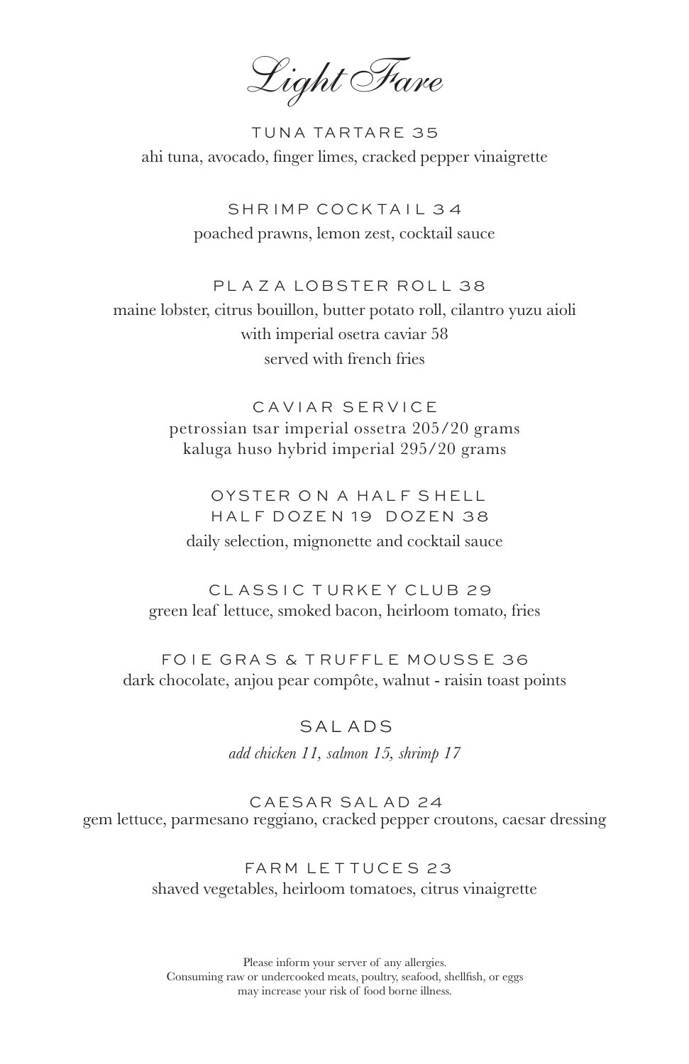# *Light Fare*

## TUNA TARTARE 35

ahi tuna, avocado, finger limes, cracked pepper vinaigrette

## SHRIMP COCKTAIL 34

poached prawns, lemon zest, cocktail sauce

## PLAZA LOBSTER ROLL 38

maine lobster, citrus bouillon, butter potato roll, cilantro yuzu aioli
with imperial osetra caviar 58
served with french fries

## CAVIAR SERVICE

petrossian tsar imperial ossetra 205/20 grams
kaluga huso hybrid imperial 295/20 grams

## OYSTER ON A HALF SHELL
## HALF DOZEN 19 DOZEN 38

daily selection, mignonette and cocktail sauce

## CLASSIC TURKEY CLUB 29

green leaf lettuce, smoked bacon, heirloom tomato, fries

## FOIE GRAS & TRUFFLE MOUSSE 36

dark chocolate, anjou pear compôte, walnut - raisin toast points

## SALADS

*add chicken 11, salmon 15, shrimp 17*

## CAESAR SALAD 24

gem lettuce, parmesano reggiano, cracked pepper croutons, caesar dressing

## FARM LETTUCES 23

shaved vegetables, heirloom tomatoes, citrus vinaigrette

Please inform your server of any allergies.
Consuming raw or undercooked meats, poultry, seafood, shellfish, or eggs
may increase your risk of food borne illness.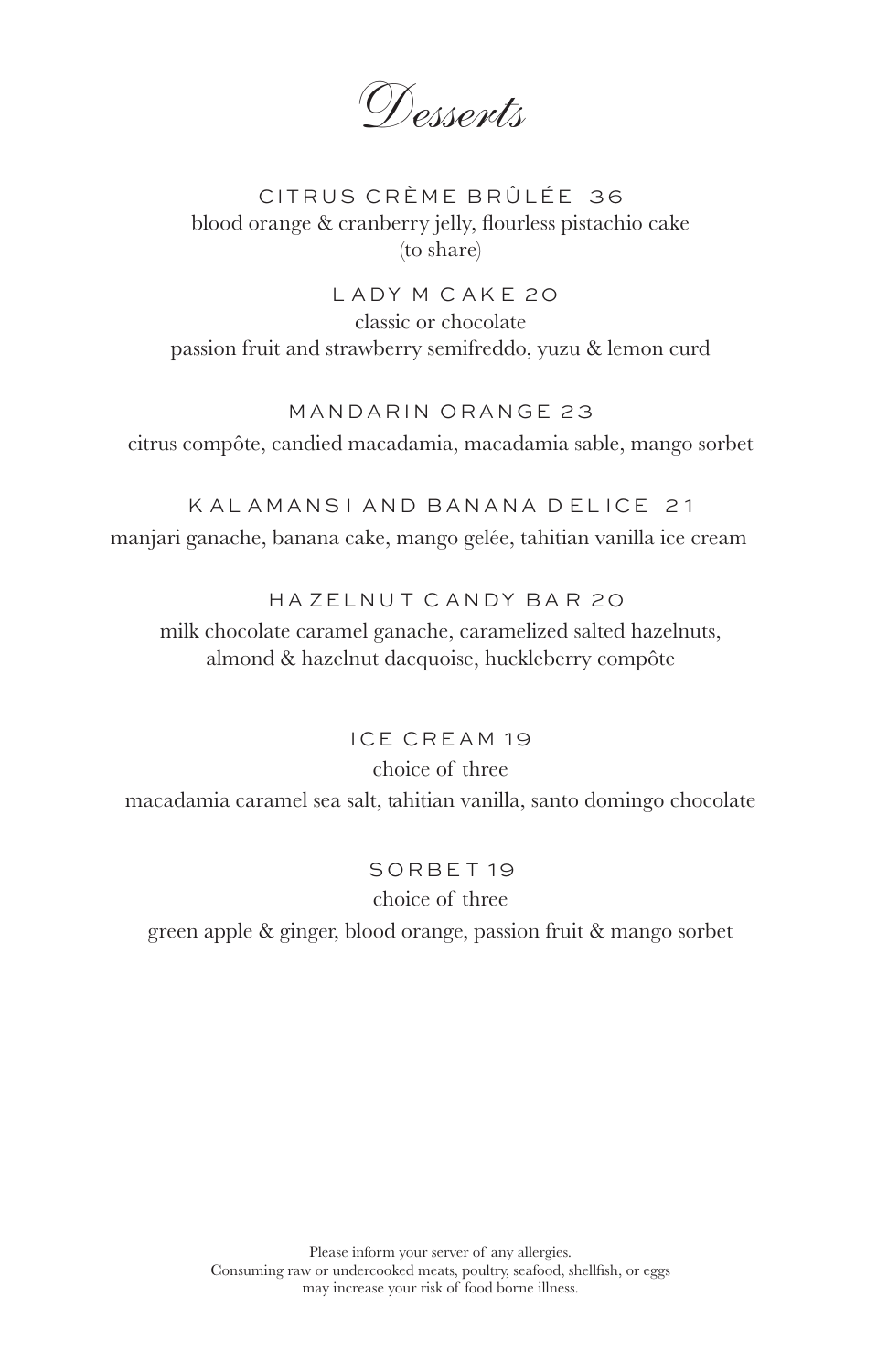# Desserts

## CITRUS CRÈME BRÛLÉE 36

blood orange & cranberry jelly, flourless pistachio cake
(to share)

## LADY M CAKE 20

classic or chocolate
passion fruit and strawberry semifreddo, yuzu & lemon curd

## MANDARIN ORANGE 23

citrus compôte, candied macadamia, macadamia sable, mango sorbet

## KALAMANSI AND BANANA DELICE 21

manjari ganache, banana cake, mango gelée, tahitian vanilla ice cream

## HAZELNUT CANDY BAR 20

milk chocolate caramel ganache, caramelized salted hazelnuts,
almond & hazelnut dacquoise, huckleberry compôte

## ICE CREAM 19

choice of three
macadamia caramel sea salt, tahitian vanilla, santo domingo chocolate

## SORBET 19

choice of three
green apple & ginger, blood orange, passion fruit & mango sorbet

Please inform your server of any allergies.
Consuming raw or undercooked meats, poultry, seafood, shellfish, or eggs
may increase your risk of food borne illness.